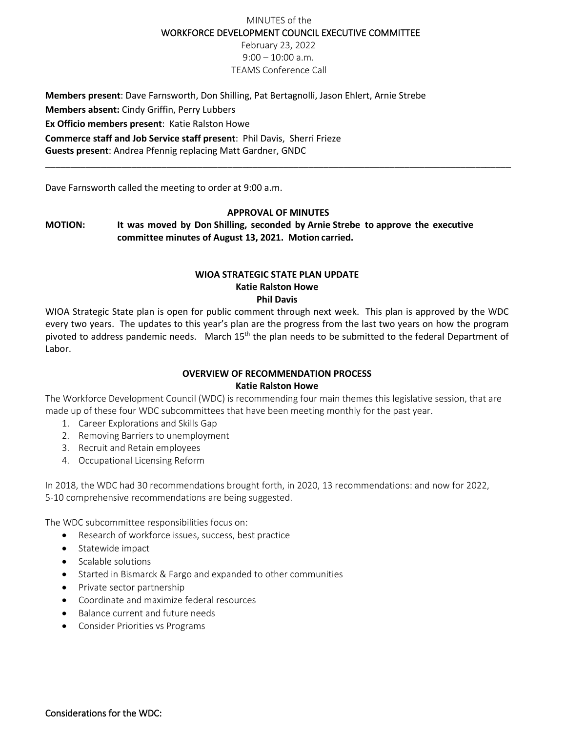# MINUTES of the
## WORKFORCE DEVELOPMENT COUNCIL EXECUTIVE COMMITTEE

February 23, 2022
9:00 – 10:00 a.m.
TEAMS Conference Call

**Members present**: Dave Farnsworth, Don Shilling, Pat Bertagnolli, Jason Ehlert, Arnie Strebe
**Members absent:** Cindy Griffin, Perry Lubbers
**Ex Officio members present**: Katie Ralston Howe
**Commerce staff and Job Service staff present**: Phil Davis, Sherri Frieze
**Guests present**: Andrea Pfennig replacing Matt Gardner, GNDC

---

Dave Farnsworth called the meeting to order at 9:00 a.m.

### APPROVAL OF MINUTES

**MOTION: It was moved by Don Shilling, seconded by Arnie Strebe to approve the executive committee minutes of August 13, 2021. Motion carried.**

### WIOA STRATEGIC STATE PLAN UPDATE
**Katie Ralston Howe**
**Phil Davis**

WIOA Strategic State plan is open for public comment through next week. This plan is approved by the WDC every two years. The updates to this year's plan are the progress from the last two years on how the program pivoted to address pandemic needs. March 15th the plan needs to be submitted to the federal Department of Labor.

### OVERVIEW OF RECOMMENDATION PROCESS
**Katie Ralston Howe**

The Workforce Development Council (WDC) is recommending four main themes this legislative session, that are made up of these four WDC subcommittees that have been meeting monthly for the past year.

1. Career Explorations and Skills Gap
2. Removing Barriers to unemployment
3. Recruit and Retain employees
4. Occupational Licensing Reform

In 2018, the WDC had 30 recommendations brought forth, in 2020, 13 recommendations: and now for 2022, 5-10 comprehensive recommendations are being suggested.

The WDC subcommittee responsibilities focus on:

- Research of workforce issues, success, best practice
- Statewide impact
- Scalable solutions
- Started in Bismarck & Fargo and expanded to other communities
- Private sector partnership
- Coordinate and maximize federal resources
- Balance current and future needs
- Consider Priorities vs Programs

**Considerations for the WDC:**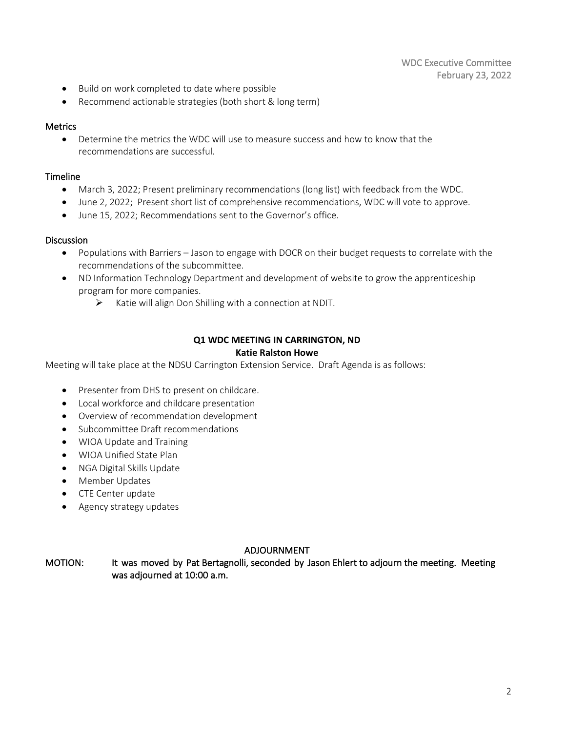- Build on work completed to date where possible
- Recommend actionable strategies (both short & long term)

### Metrics

- Determine the metrics the WDC will use to measure success and how to know that the recommendations are successful.

### Timeline

- March 3, 2022; Present preliminary recommendations (long list) with feedback from the WDC.
- June 2, 2022; Present short list of comprehensive recommendations, WDC will vote to approve.
- June 15, 2022; Recommendations sent to the Governor's office.

### Discussion

- Populations with Barriers – Jason to engage with DOCR on their budget requests to correlate with the recommendations of the subcommittee.
- ND Information Technology Department and development of website to grow the apprenticeship program for more companies.
  - Katie will align Don Shilling with a connection at NDIT.

## Q1 WDC MEETING IN CARRINGTON, ND

**Katie Ralston Howe**

Meeting will take place at the NDSU Carrington Extension Service. Draft Agenda is as follows:

- Presenter from DHS to present on childcare.
- Local workforce and childcare presentation
- Overview of recommendation development
- Subcommittee Draft recommendations
- WIOA Update and Training
- WIOA Unified State Plan
- NGA Digital Skills Update
- Member Updates
- CTE Center update
- Agency strategy updates

## ADJOURNMENT

**MOTION:** It was moved by Pat Bertagnolli, seconded by Jason Ehlert to adjourn the meeting. Meeting was adjourned at 10:00 a.m.